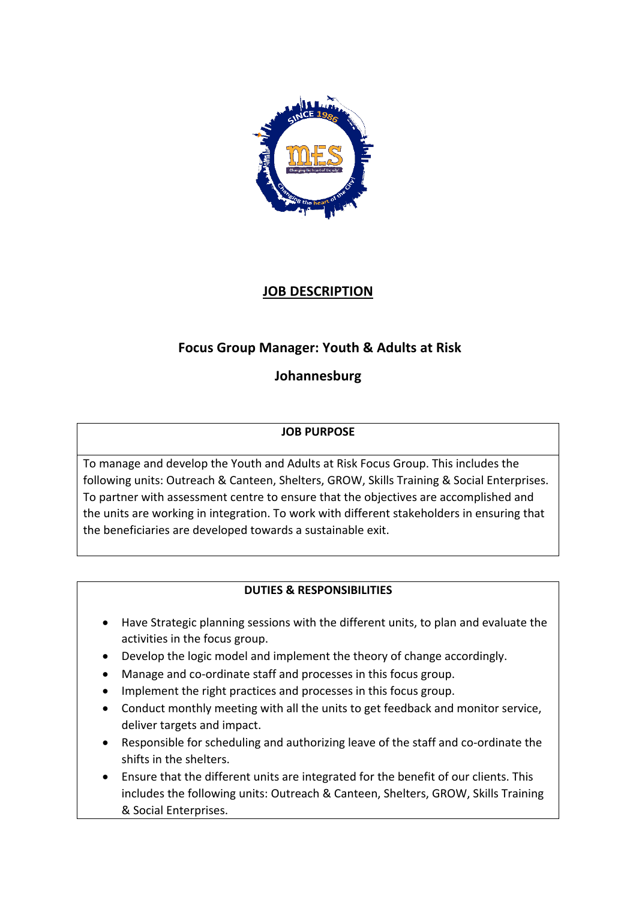# JOB DESCRIPTION

## Focus Group Manager: Youth & Adults at Risk

## Johannesburg

**JOB PURPOSE**

To manage and develop the Youth and Adults at Risk Focus Group. This includes the following units: Outreach & Canteen, Shelters, GROW, Skills Training & Social Enterprises. To partner with assessment centre to ensure that the objectives are accomplished and the units are working in integration. To work with different stakeholders in ensuring that the beneficiaries are developed towards a sustainable exit.

**DUTIES & RESPONSIBILITIES**

- Have Strategic planning sessions with the different units, to plan and evaluate the activities in the focus group.
- Develop the logic model and implement the theory of change accordingly.
- Manage and co-ordinate staff and processes in this focus group.
- Implement the right practices and processes in this focus group.
- Conduct monthly meeting with all the units to get feedback and monitor service, deliver targets and impact.
- Responsible for scheduling and authorizing leave of the staff and co-ordinate the shifts in the shelters.
- Ensure that the different units are integrated for the benefit of our clients. This includes the following units: Outreach & Canteen, Shelters, GROW, Skills Training & Social Enterprises.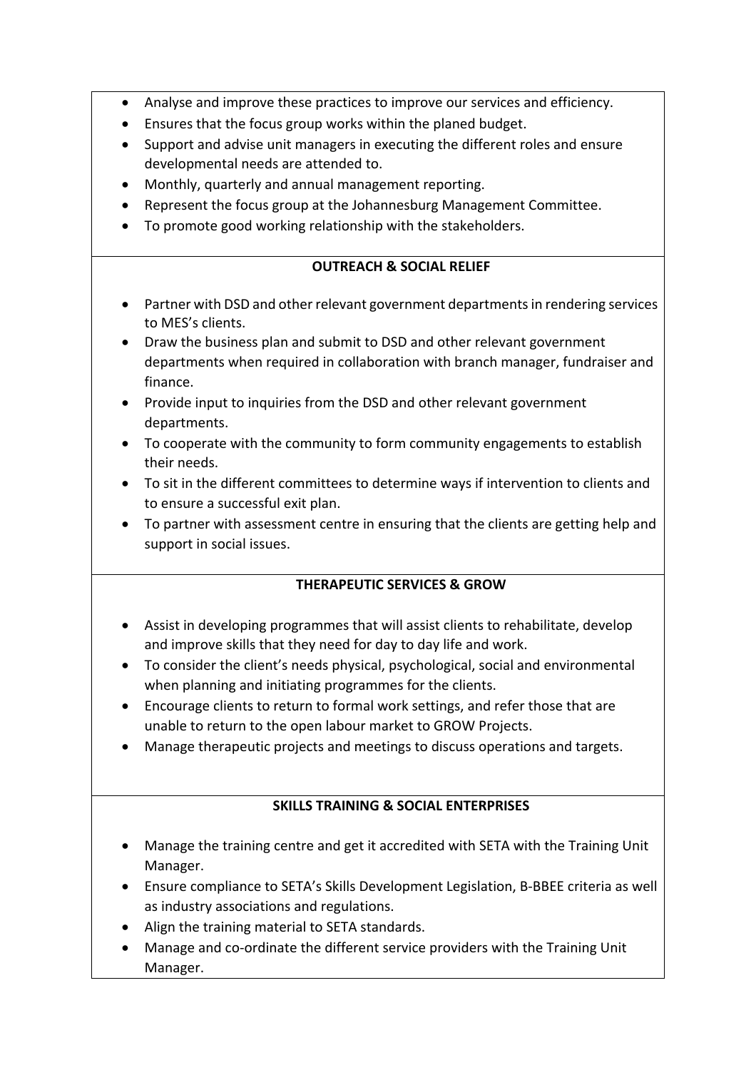- Analyse and improve these practices to improve our services and efficiency.
- Ensures that the focus group works within the planed budget.
- Support and advise unit managers in executing the different roles and ensure developmental needs are attended to.
- Monthly, quarterly and annual management reporting.
- Represent the focus group at the Johannesburg Management Committee.
- To promote good working relationship with the stakeholders.

**OUTREACH & SOCIAL RELIEF**

- Partner with DSD and other relevant government departments in rendering services to MES's clients.
- Draw the business plan and submit to DSD and other relevant government departments when required in collaboration with branch manager, fundraiser and finance.
- Provide input to inquiries from the DSD and other relevant government departments.
- To cooperate with the community to form community engagements to establish their needs.
- To sit in the different committees to determine ways if intervention to clients and to ensure a successful exit plan.
- To partner with assessment centre in ensuring that the clients are getting help and support in social issues.

**THERAPEUTIC SERVICES & GROW**

- Assist in developing programmes that will assist clients to rehabilitate, develop and improve skills that they need for day to day life and work.
- To consider the client's needs physical, psychological, social and environmental when planning and initiating programmes for the clients.
- Encourage clients to return to formal work settings, and refer those that are unable to return to the open labour market to GROW Projects.
- Manage therapeutic projects and meetings to discuss operations and targets.

**SKILLS TRAINING & SOCIAL ENTERPRISES**

- Manage the training centre and get it accredited with SETA with the Training Unit Manager.
- Ensure compliance to SETA's Skills Development Legislation, B-BBEE criteria as well as industry associations and regulations.
- Align the training material to SETA standards.
- Manage and co-ordinate the different service providers with the Training Unit Manager.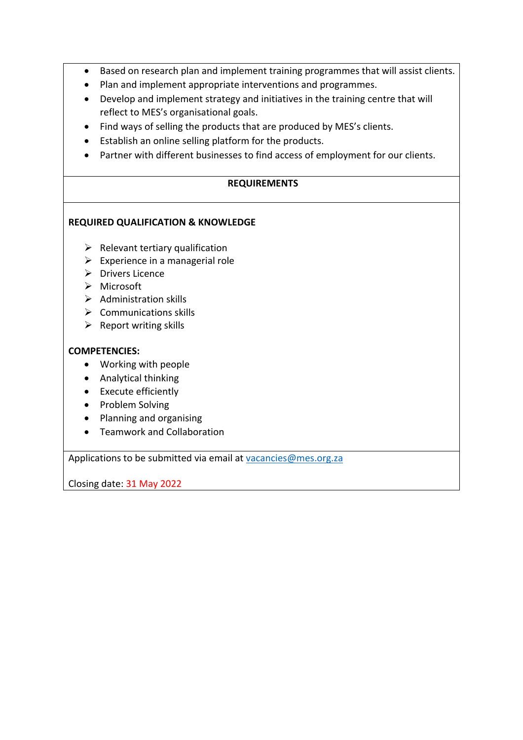- Based on research plan and implement training programmes that will assist clients.
- Plan and implement appropriate interventions and programmes.
- Develop and implement strategy and initiatives in the training centre that will reflect to MES's organisational goals.
- Find ways of selling the products that are produced by MES's clients.
- Establish an online selling platform for the products.
- Partner with different businesses to find access of employment for our clients.

**REQUIREMENTS**

**REQUIRED QUALIFICATION & KNOWLEDGE**

- Relevant tertiary qualification
- Experience in a managerial role
- Drivers Licence
- Microsoft
- Administration skills
- Communications skills
- Report writing skills

**COMPETENCIES:**

- Working with people
- Analytical thinking
- Execute efficiently
- Problem Solving
- Planning and organising
- Teamwork and Collaboration

Applications to be submitted via email at vacancies@mes.org.za

Closing date: 31 May 2022